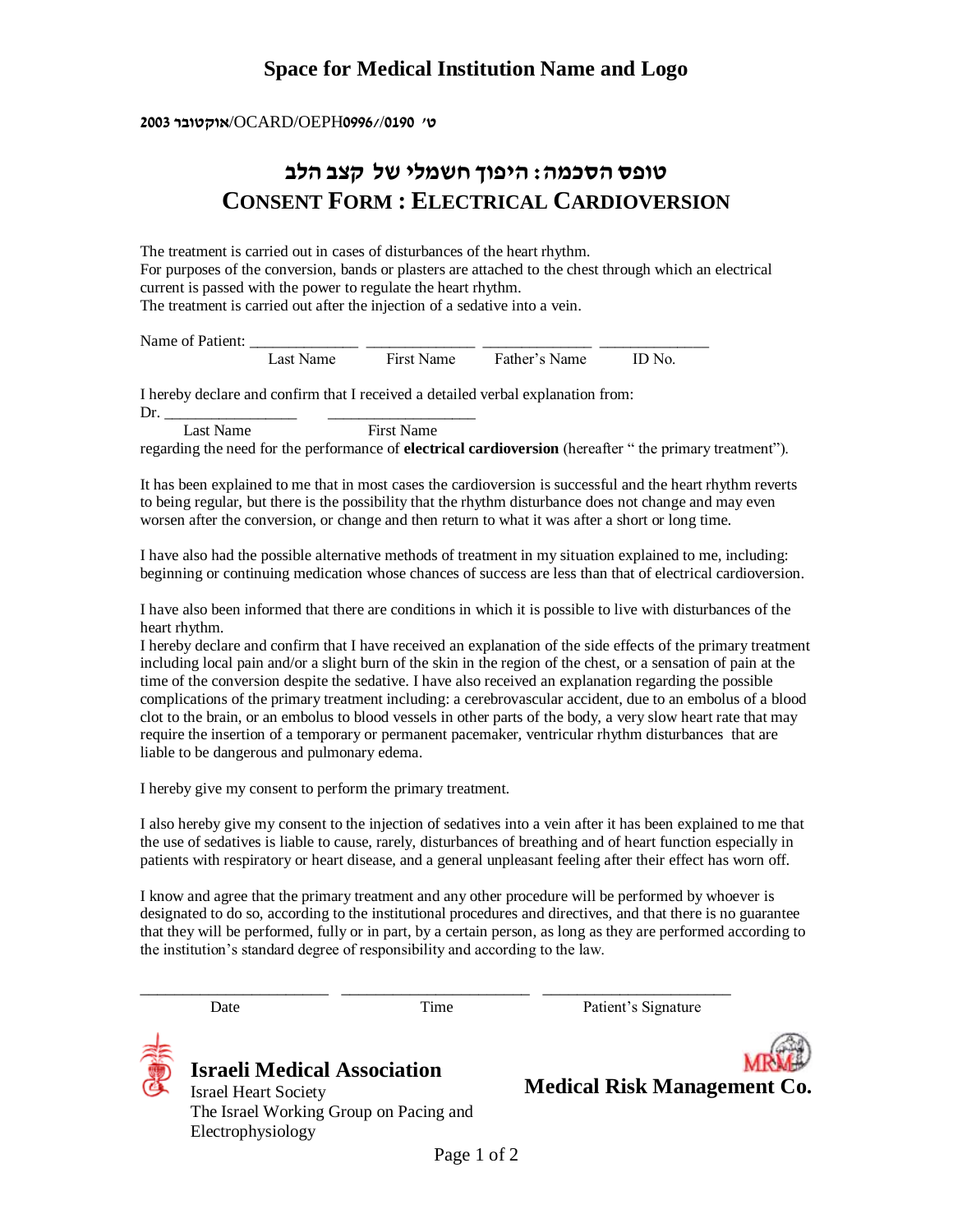**Space for Medical Institution Name and Logo**

ט' 0190//0996OCARD/OEPH/אוקטובר 2003

# טופס הסכמה: היפוך חשמלי של קצב הלב
# CONSENT FORM : ELECTRICAL CARDIOVERSION

The treatment is carried out in cases of disturbances of the heart rhythm.
For purposes of the conversion, bands or plasters are attached to the chest through which an electrical current is passed with the power to regulate the heart rhythm.
The treatment is carried out after the injection of a sedative into a vein.

Name of Patient: ______________ ______________ ______________ ______________
Last Name First Name Father's Name ID No.

I hereby declare and confirm that I received a detailed verbal explanation from:
Dr. _________________ ___________________
Last Name First Name
regarding the need for the performance of **electrical cardioversion** (hereafter " the primary treatment").

It has been explained to me that in most cases the cardioversion is successful and the heart rhythm reverts to being regular, but there is the possibility that the rhythm disturbance does not change and may even worsen after the conversion, or change and then return to what it was after a short or long time.

I have also had the possible alternative methods of treatment in my situation explained to me, including: beginning or continuing medication whose chances of success are less than that of electrical cardioversion.

I have also been informed that there are conditions in which it is possible to live with disturbances of the heart rhythm.
I hereby declare and confirm that I have received an explanation of the side effects of the primary treatment including local pain and/or a slight burn of the skin in the region of the chest, or a sensation of pain at the time of the conversion despite the sedative. I have also received an explanation regarding the possible complications of the primary treatment including: a cerebrovascular accident, due to an embolus of a blood clot to the brain, or an embolus to blood vessels in other parts of the body, a very slow heart rate that may require the insertion of a temporary or permanent pacemaker, ventricular rhythm disturbances that are liable to be dangerous and pulmonary edema.

I hereby give my consent to perform the primary treatment.

I also hereby give my consent to the injection of sedatives into a vein after it has been explained to me that the use of sedatives is liable to cause, rarely, disturbances of breathing and of heart function especially in patients with respiratory or heart disease, and a general unpleasant feeling after their effect has worn off.

I know and agree that the primary treatment and any other procedure will be performed by whoever is designated to do so, according to the institutional procedures and directives, and that there is no guarantee that they will be performed, fully or in part, by a certain person, as long as they are performed according to the institution's standard degree of responsibility and according to the law.

________________________ ________________________ ________________________
Date Time Patient's Signature

**Israeli Medical Association**
Israel Heart Society
The Israel Working Group on Pacing and Electrophysiology

**Medical Risk Management Co.**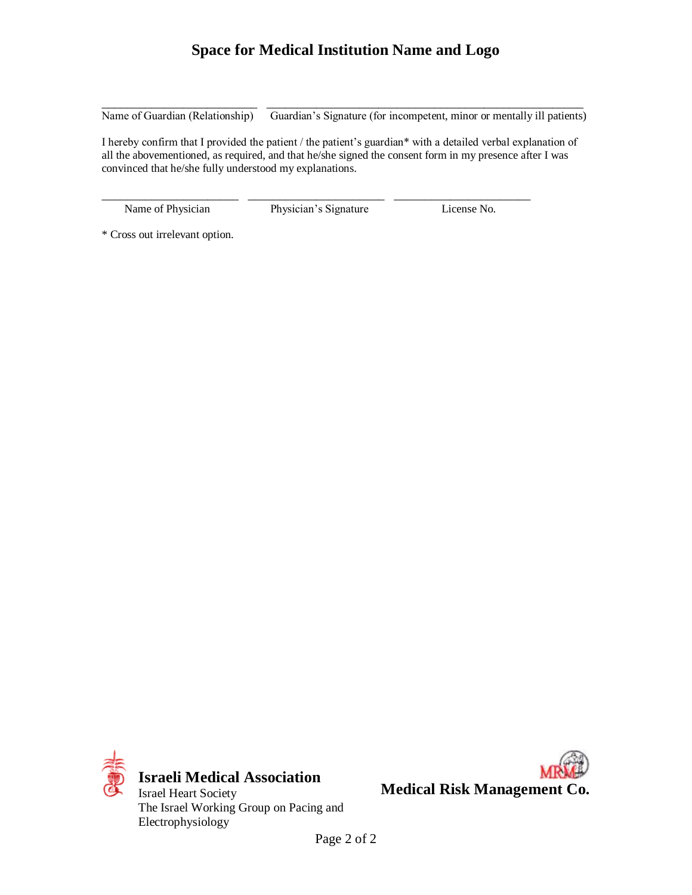# Space for Medical Institution Name and Logo

\_\_\_\_\_\_\_\_\_\_\_\_\_\_\_\_\_\_\_\_\_\_\_\_\_\_\_\_ \_\_\_\_\_\_\_\_\_\_\_\_\_\_\_\_\_\_\_\_\_\_\_\_\_\_\_\_\_\_\_\_\_\_\_\_\_\_\_\_\_\_\_\_\_\_\_\_\_\_\_\_\_\_\_\_\_\_

Name of Guardian (Relationship)     Guardian's Signature (for incompetent, minor or mentally ill patients)

I hereby confirm that I provided the patient / the patient's guardian* with a detailed verbal explanation of all the abovementioned, as required, and that he/she signed the consent form in my presence after I was convinced that he/she fully understood my explanations.

\_\_\_\_\_\_\_\_\_\_\_\_\_\_\_\_\_\_\_\_\_\_\_\_\_ \_\_\_\_\_\_\_\_\_\_\_\_\_\_\_\_\_\_\_\_\_\_\_\_\_ \_\_\_\_\_\_\_\_\_\_\_\_\_\_\_\_\_\_\_\_\_\_\_\_\_

Name of Physician     Physician's Signature     License No.

* Cross out irrelevant option.

**Israeli Medical Association**
Israel Heart Society
The Israel Working Group on Pacing and Electrophysiology

**Medical Risk Management Co.**